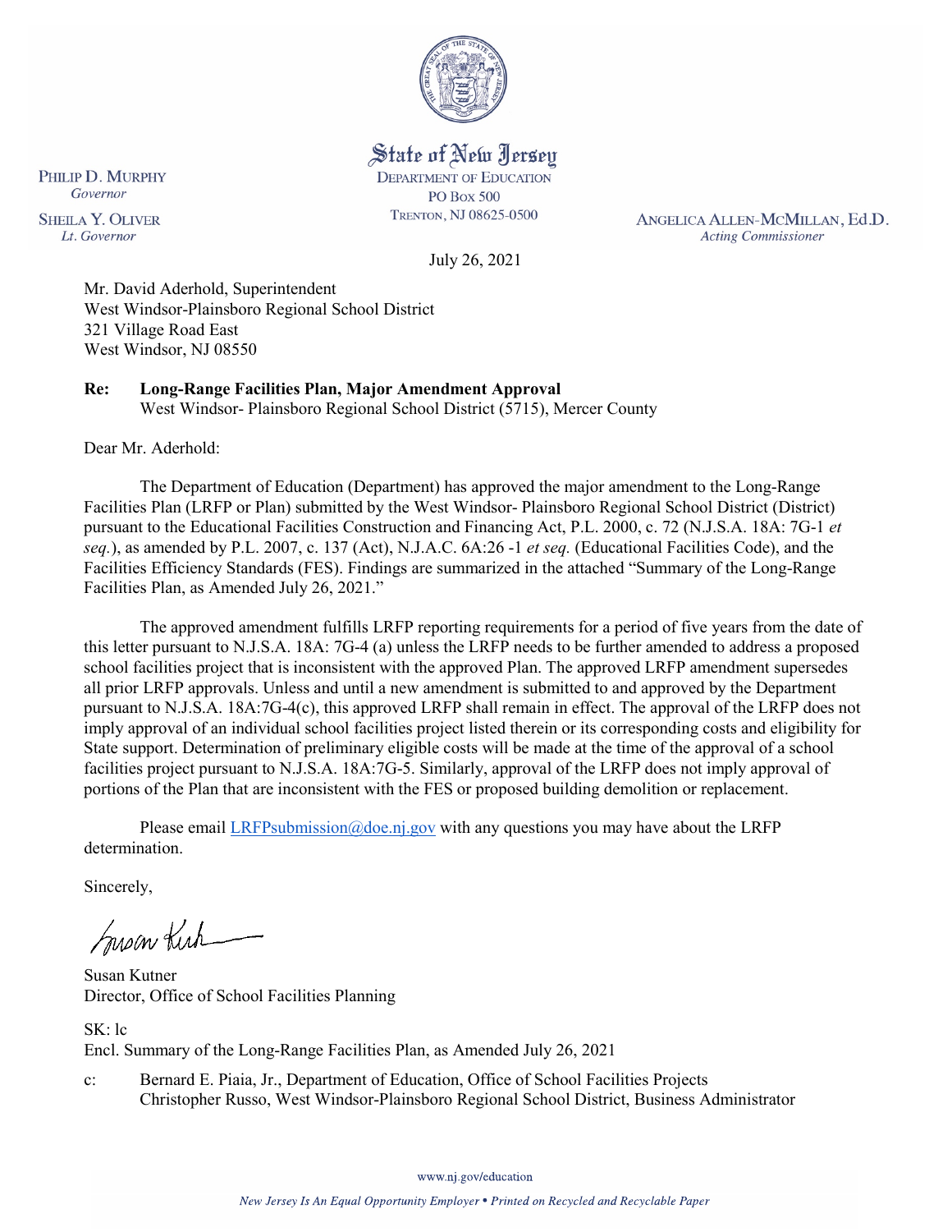State of New Jersey
DEPARTMENT OF EDUCATION
PO BOX 500
TRENTON, NJ 08625-0500

PHILIP D. MURPHY
*Governor*

SHEILA Y. OLIVER
*Lt. Governor*

ANGELICA ALLEN-MCMILLAN, Ed.D.
*Acting Commissioner*

July 26, 2021

Mr. David Aderhold, Superintendent
West Windsor-Plainsboro Regional School District
321 Village Road East
West Windsor, NJ 08550

**Re: Long-Range Facilities Plan, Major Amendment Approval**
West Windsor- Plainsboro Regional School District (5715), Mercer County

Dear Mr. Aderhold:

The Department of Education (Department) has approved the major amendment to the Long-Range Facilities Plan (LRFP or Plan) submitted by the West Windsor- Plainsboro Regional School District (District) pursuant to the Educational Facilities Construction and Financing Act, P.L. 2000, c. 72 (N.J.S.A. 18A: 7G-1 *et seq.*), as amended by P.L. 2007, c. 137 (Act), N.J.A.C. 6A:26 -1 *et seq.* (Educational Facilities Code), and the Facilities Efficiency Standards (FES). Findings are summarized in the attached "Summary of the Long-Range Facilities Plan, as Amended July 26, 2021."

The approved amendment fulfills LRFP reporting requirements for a period of five years from the date of this letter pursuant to N.J.S.A. 18A: 7G-4 (a) unless the LRFP needs to be further amended to address a proposed school facilities project that is inconsistent with the approved Plan. The approved LRFP amendment supersedes all prior LRFP approvals. Unless and until a new amendment is submitted to and approved by the Department pursuant to N.J.S.A. 18A:7G-4(c), this approved LRFP shall remain in effect. The approval of the LRFP does not imply approval of an individual school facilities project listed therein or its corresponding costs and eligibility for State support. Determination of preliminary eligible costs will be made at the time of the approval of a school facilities project pursuant to N.J.S.A. 18A:7G-5. Similarly, approval of the LRFP does not imply approval of portions of the Plan that are inconsistent with the FES or proposed building demolition or replacement.

Please email LRFPsubmission@doe.nj.gov with any questions you may have about the LRFP determination.

Sincerely,

Susan Kutner
Director, Office of School Facilities Planning

SK: lc
Encl. Summary of the Long-Range Facilities Plan, as Amended July 26, 2021

c: Bernard E. Piaia, Jr., Department of Education, Office of School Facilities Projects
Christopher Russo, West Windsor-Plainsboro Regional School District, Business Administrator

www.nj.gov/education

*New Jersey Is An Equal Opportunity Employer • Printed on Recycled and Recyclable Paper*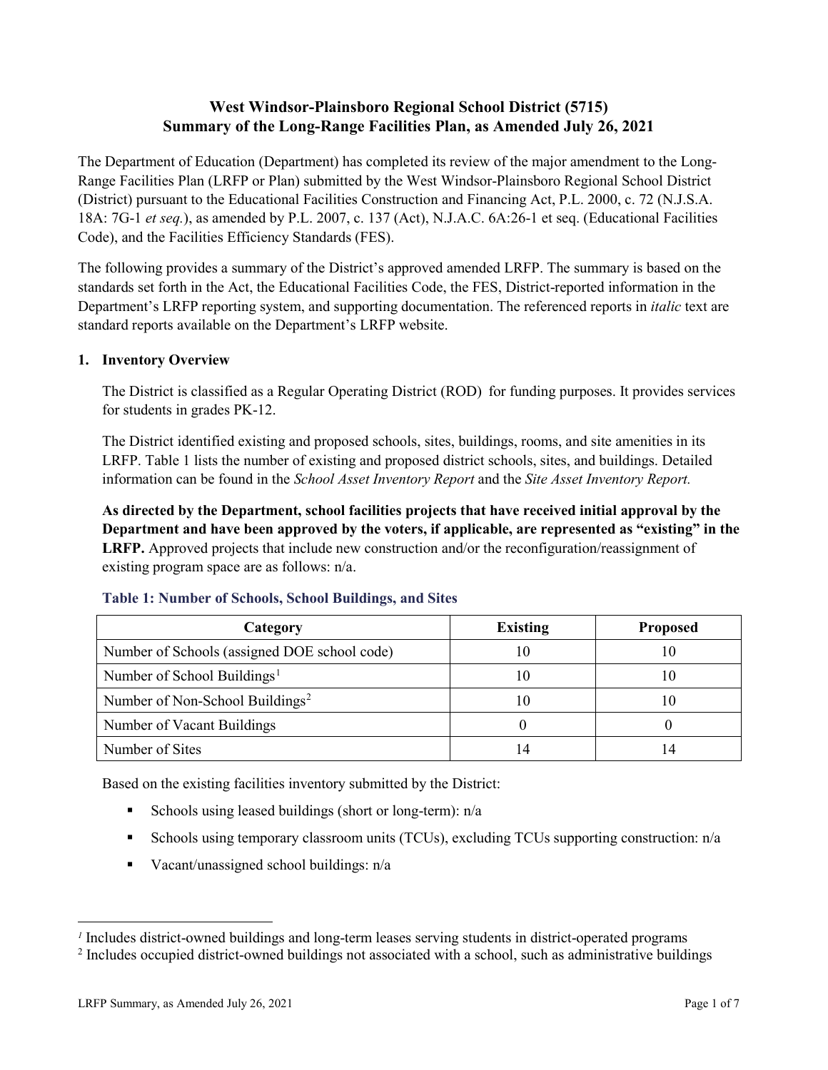# West Windsor-Plainsboro Regional School District (5715)
# Summary of the Long-Range Facilities Plan, as Amended July 26, 2021

The Department of Education (Department) has completed its review of the major amendment to the Long-Range Facilities Plan (LRFP or Plan) submitted by the West Windsor-Plainsboro Regional School District (District) pursuant to the Educational Facilities Construction and Financing Act, P.L. 2000, c. 72 (N.J.S.A. 18A: 7G-1 *et seq.*), as amended by P.L. 2007, c. 137 (Act), N.J.A.C. 6A:26-1 et seq. (Educational Facilities Code), and the Facilities Efficiency Standards (FES).

The following provides a summary of the District's approved amended LRFP. The summary is based on the standards set forth in the Act, the Educational Facilities Code, the FES, District-reported information in the Department's LRFP reporting system, and supporting documentation. The referenced reports in *italic* text are standard reports available on the Department's LRFP website.

## 1. Inventory Overview

The District is classified as a Regular Operating District (ROD) for funding purposes. It provides services for students in grades PK-12.

The District identified existing and proposed schools, sites, buildings, rooms, and site amenities in its LRFP. Table 1 lists the number of existing and proposed district schools, sites, and buildings. Detailed information can be found in the *School Asset Inventory Report* and the *Site Asset Inventory Report.*

**As directed by the Department, school facilities projects that have received initial approval by the Department and have been approved by the voters, if applicable, are represented as "existing" in the LRFP.** Approved projects that include new construction and/or the reconfiguration/reassignment of existing program space are as follows: n/a.

**Table 1: Number of Schools, School Buildings, and Sites**

| Category | Existing | Proposed |
|---|---|---|
| Number of Schools (assigned DOE school code) | 10 | 10 |
| Number of School Buildings[1] | 10 | 10 |
| Number of Non-School Buildings[2] | 10 | 10 |
| Number of Vacant Buildings | 0 | 0 |
| Number of Sites | 14 | 14 |

Based on the existing facilities inventory submitted by the District:

- Schools using leased buildings (short or long-term): n/a
- Schools using temporary classroom units (TCUs), excluding TCUs supporting construction: n/a
- Vacant/unassigned school buildings: n/a

---

[1] Includes district-owned buildings and long-term leases serving students in district-operated programs

[2] Includes occupied district-owned buildings not associated with a school, such as administrative buildings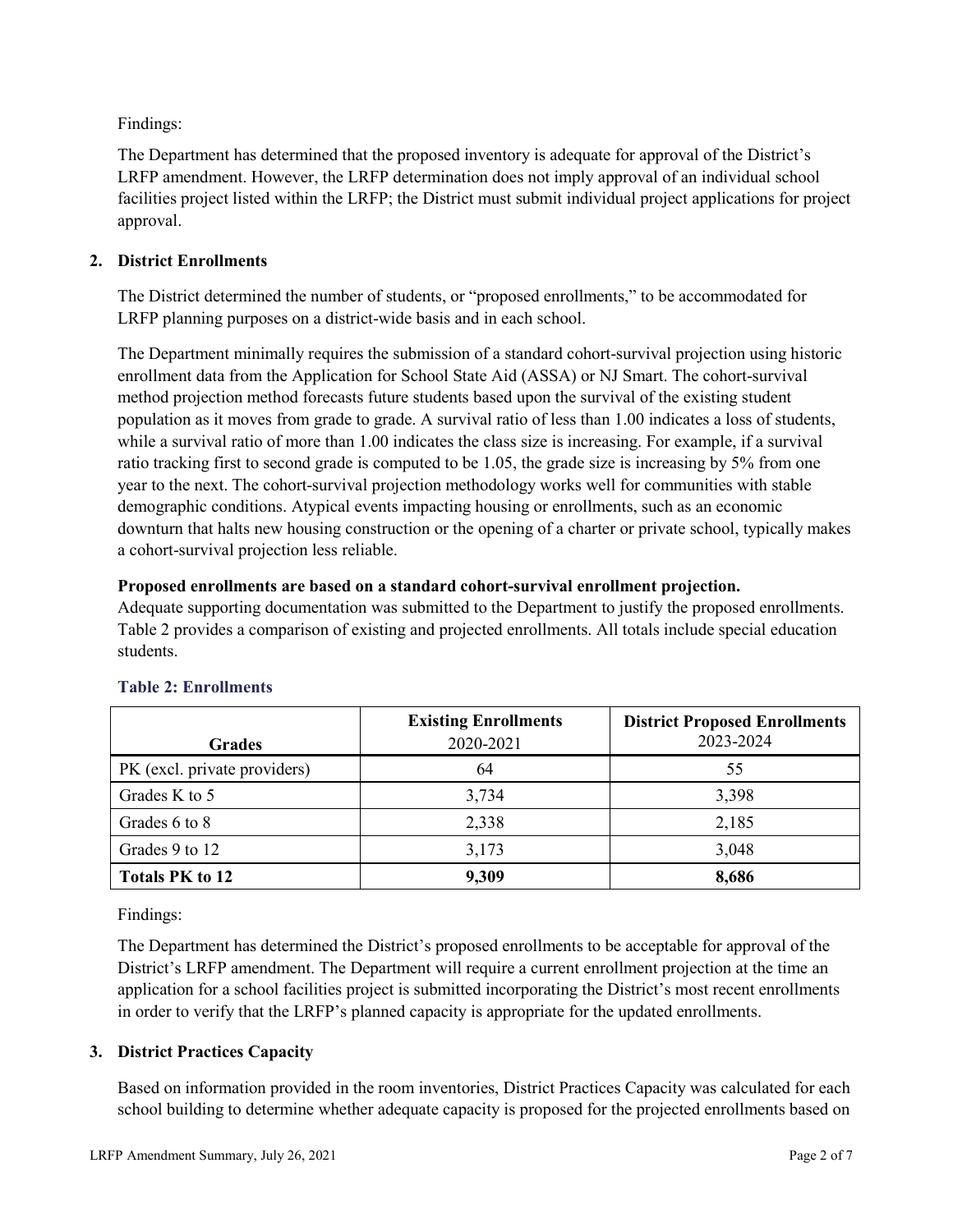Findings:

The Department has determined that the proposed inventory is adequate for approval of the District's LRFP amendment. However, the LRFP determination does not imply approval of an individual school facilities project listed within the LRFP; the District must submit individual project applications for project approval.

## 2. District Enrollments

The District determined the number of students, or "proposed enrollments," to be accommodated for LRFP planning purposes on a district-wide basis and in each school.

The Department minimally requires the submission of a standard cohort-survival projection using historic enrollment data from the Application for School State Aid (ASSA) or NJ Smart. The cohort-survival method projection method forecasts future students based upon the survival of the existing student population as it moves from grade to grade. A survival ratio of less than 1.00 indicates a loss of students, while a survival ratio of more than 1.00 indicates the class size is increasing. For example, if a survival ratio tracking first to second grade is computed to be 1.05, the grade size is increasing by 5% from one year to the next. The cohort-survival projection methodology works well for communities with stable demographic conditions. Atypical events impacting housing or enrollments, such as an economic downturn that halts new housing construction or the opening of a charter or private school, typically makes a cohort-survival projection less reliable.

**Proposed enrollments are based on a standard cohort-survival enrollment projection.**
Adequate supporting documentation was submitted to the Department to justify the proposed enrollments. Table 2 provides a comparison of existing and projected enrollments. All totals include special education students.

### Table 2: Enrollments

| Grades | Existing Enrollments 2020-2021 | District Proposed Enrollments 2023-2024 |
|---|---|---|
| PK (excl. private providers) | 64 | 55 |
| Grades K to 5 | 3,734 | 3,398 |
| Grades 6 to 8 | 2,338 | 2,185 |
| Grades 9 to 12 | 3,173 | 3,048 |
| **Totals PK to 12** | **9,309** | **8,686** |

Findings:

The Department has determined the District's proposed enrollments to be acceptable for approval of the District's LRFP amendment. The Department will require a current enrollment projection at the time an application for a school facilities project is submitted incorporating the District's most recent enrollments in order to verify that the LRFP's planned capacity is appropriate for the updated enrollments.

## 3. District Practices Capacity

Based on information provided in the room inventories, District Practices Capacity was calculated for each school building to determine whether adequate capacity is proposed for the projected enrollments based on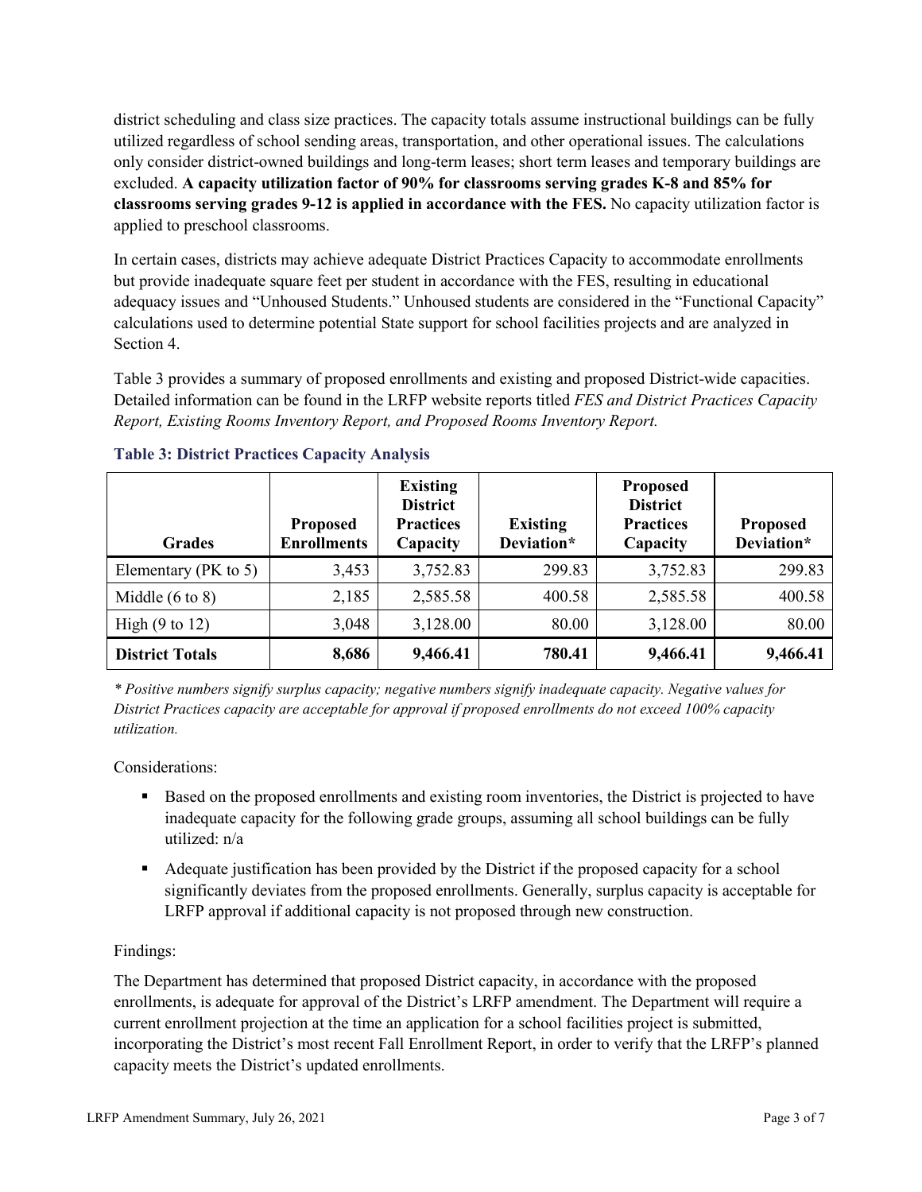district scheduling and class size practices. The capacity totals assume instructional buildings can be fully utilized regardless of school sending areas, transportation, and other operational issues. The calculations only consider district-owned buildings and long-term leases; short term leases and temporary buildings are excluded. **A capacity utilization factor of 90% for classrooms serving grades K-8 and 85% for classrooms serving grades 9-12 is applied in accordance with the FES.** No capacity utilization factor is applied to preschool classrooms.

In certain cases, districts may achieve adequate District Practices Capacity to accommodate enrollments but provide inadequate square feet per student in accordance with the FES, resulting in educational adequacy issues and "Unhoused Students." Unhoused students are considered in the "Functional Capacity" calculations used to determine potential State support for school facilities projects and are analyzed in Section 4.

Table 3 provides a summary of proposed enrollments and existing and proposed District-wide capacities. Detailed information can be found in the LRFP website reports titled *FES and District Practices Capacity Report, Existing Rooms Inventory Report, and Proposed Rooms Inventory Report.*

### Table 3: District Practices Capacity Analysis

| Grades | Proposed Enrollments | Existing District Practices Capacity | Existing Deviation* | Proposed District Practices Capacity | Proposed Deviation* |
|---|---|---|---|---|---|
| Elementary (PK to 5) | 3,453 | 3,752.83 | 299.83 | 3,752.83 | 299.83 |
| Middle (6 to 8) | 2,185 | 2,585.58 | 400.58 | 2,585.58 | 400.58 |
| High (9 to 12) | 3,048 | 3,128.00 | 80.00 | 3,128.00 | 80.00 |
| **District Totals** | **8,686** | **9,466.41** | **780.41** | **9,466.41** | **9,466.41** |

*\* Positive numbers signify surplus capacity; negative numbers signify inadequate capacity. Negative values for District Practices capacity are acceptable for approval if proposed enrollments do not exceed 100% capacity utilization.*

Considerations:

- Based on the proposed enrollments and existing room inventories, the District is projected to have inadequate capacity for the following grade groups, assuming all school buildings can be fully utilized: n/a
- Adequate justification has been provided by the District if the proposed capacity for a school significantly deviates from the proposed enrollments. Generally, surplus capacity is acceptable for LRFP approval if additional capacity is not proposed through new construction.

Findings:

The Department has determined that proposed District capacity, in accordance with the proposed enrollments, is adequate for approval of the District's LRFP amendment. The Department will require a current enrollment projection at the time an application for a school facilities project is submitted, incorporating the District's most recent Fall Enrollment Report, in order to verify that the LRFP's planned capacity meets the District's updated enrollments.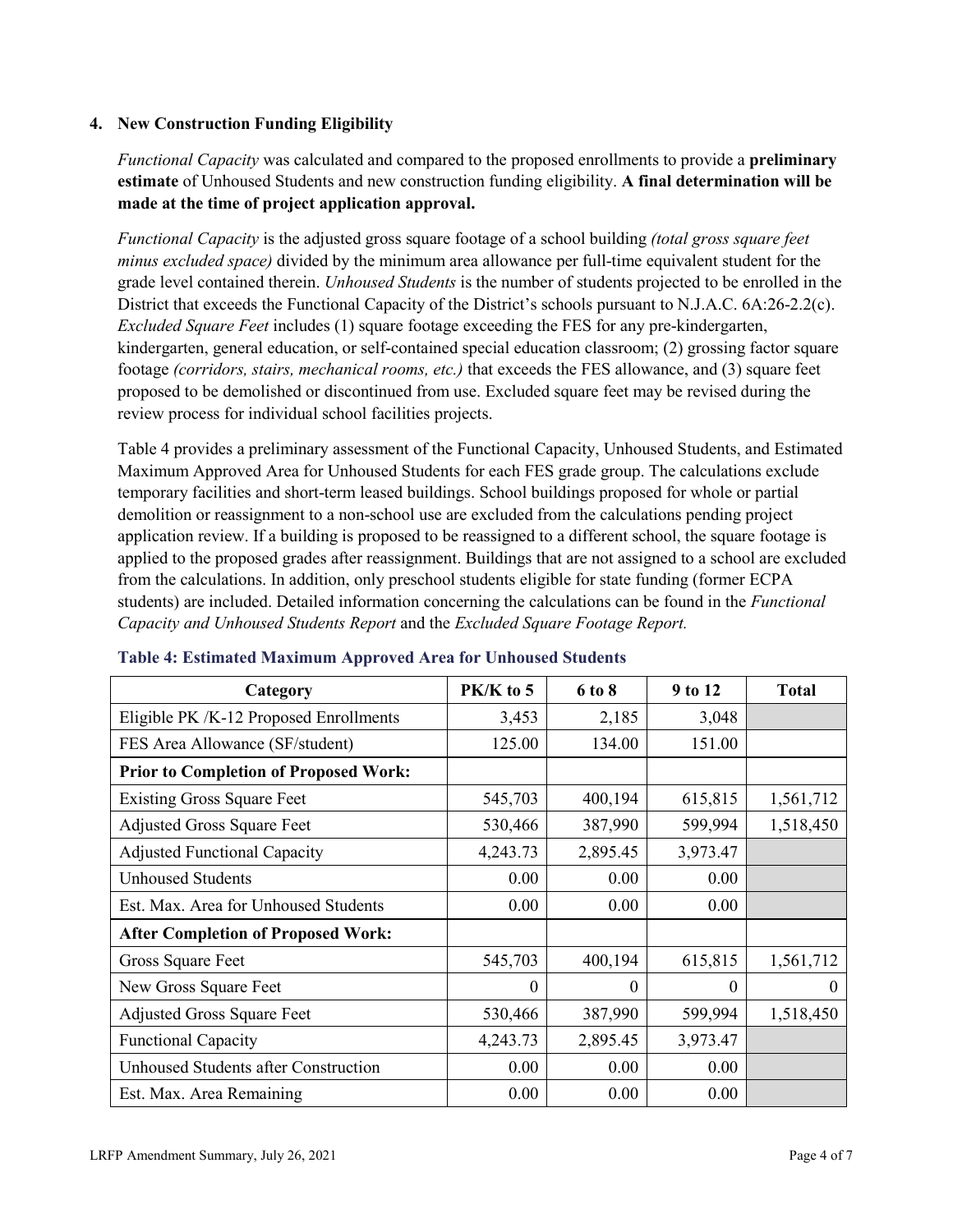### 4. New Construction Funding Eligibility

*Functional Capacity* was calculated and compared to the proposed enrollments to provide a **preliminary estimate** of Unhoused Students and new construction funding eligibility. **A final determination will be made at the time of project application approval.**

*Functional Capacity* is the adjusted gross square footage of a school building *(total gross square feet minus excluded space)* divided by the minimum area allowance per full-time equivalent student for the grade level contained therein. *Unhoused Students* is the number of students projected to be enrolled in the District that exceeds the Functional Capacity of the District's schools pursuant to N.J.A.C. 6A:26-2.2(c). *Excluded Square Feet* includes (1) square footage exceeding the FES for any pre-kindergarten, kindergarten, general education, or self-contained special education classroom; (2) grossing factor square footage *(corridors, stairs, mechanical rooms, etc.)* that exceeds the FES allowance, and (3) square feet proposed to be demolished or discontinued from use. Excluded square feet may be revised during the review process for individual school facilities projects.

Table 4 provides a preliminary assessment of the Functional Capacity, Unhoused Students, and Estimated Maximum Approved Area for Unhoused Students for each FES grade group. The calculations exclude temporary facilities and short-term leased buildings. School buildings proposed for whole or partial demolition or reassignment to a non-school use are excluded from the calculations pending project application review. If a building is proposed to be reassigned to a different school, the square footage is applied to the proposed grades after reassignment. Buildings that are not assigned to a school are excluded from the calculations. In addition, only preschool students eligible for state funding (former ECPA students) are included. Detailed information concerning the calculations can be found in the *Functional Capacity and Unhoused Students Report* and the *Excluded Square Footage Report.*

**Table 4: Estimated Maximum Approved Area for Unhoused Students**

| Category | PK/K to 5 | 6 to 8 | 9 to 12 | Total |
|---|---|---|---|---|
| Eligible PK /K-12 Proposed Enrollments | 3,453 | 2,185 | 3,048 | |
| FES Area Allowance (SF/student) | 125.00 | 134.00 | 151.00 | |
| **Prior to Completion of Proposed Work:** | | | | |
| Existing Gross Square Feet | 545,703 | 400,194 | 615,815 | 1,561,712 |
| Adjusted Gross Square Feet | 530,466 | 387,990 | 599,994 | 1,518,450 |
| Adjusted Functional Capacity | 4,243.73 | 2,895.45 | 3,973.47 | |
| Unhoused Students | 0.00 | 0.00 | 0.00 | |
| Est. Max. Area for Unhoused Students | 0.00 | 0.00 | 0.00 | |
| **After Completion of Proposed Work:** | | | | |
| Gross Square Feet | 545,703 | 400,194 | 615,815 | 1,561,712 |
| New Gross Square Feet | 0 | 0 | 0 | 0 |
| Adjusted Gross Square Feet | 530,466 | 387,990 | 599,994 | 1,518,450 |
| Functional Capacity | 4,243.73 | 2,895.45 | 3,973.47 | |
| Unhoused Students after Construction | 0.00 | 0.00 | 0.00 | |
| Est. Max. Area Remaining | 0.00 | 0.00 | 0.00 | |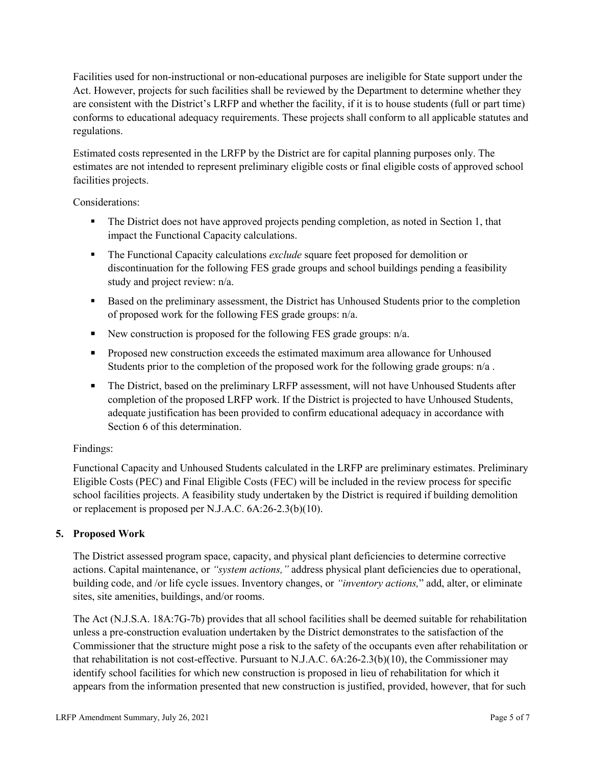Facilities used for non-instructional or non-educational purposes are ineligible for State support under the Act. However, projects for such facilities shall be reviewed by the Department to determine whether they are consistent with the District's LRFP and whether the facility, if it is to house students (full or part time) conforms to educational adequacy requirements. These projects shall conform to all applicable statutes and regulations.

Estimated costs represented in the LRFP by the District are for capital planning purposes only. The estimates are not intended to represent preliminary eligible costs or final eligible costs of approved school facilities projects.

Considerations:

- The District does not have approved projects pending completion, as noted in Section 1, that impact the Functional Capacity calculations.
- The Functional Capacity calculations *exclude* square feet proposed for demolition or discontinuation for the following FES grade groups and school buildings pending a feasibility study and project review: n/a.
- Based on the preliminary assessment, the District has Unhoused Students prior to the completion of proposed work for the following FES grade groups: n/a.
- New construction is proposed for the following FES grade groups: n/a.
- Proposed new construction exceeds the estimated maximum area allowance for Unhoused Students prior to the completion of the proposed work for the following grade groups: n/a .
- The District, based on the preliminary LRFP assessment, will not have Unhoused Students after completion of the proposed LRFP work. If the District is projected to have Unhoused Students, adequate justification has been provided to confirm educational adequacy in accordance with Section 6 of this determination.

Findings:

Functional Capacity and Unhoused Students calculated in the LRFP are preliminary estimates. Preliminary Eligible Costs (PEC) and Final Eligible Costs (FEC) will be included in the review process for specific school facilities projects. A feasibility study undertaken by the District is required if building demolition or replacement is proposed per N.J.A.C. 6A:26-2.3(b)(10).

## 5. Proposed Work

The District assessed program space, capacity, and physical plant deficiencies to determine corrective actions. Capital maintenance, or *"system actions,"* address physical plant deficiencies due to operational, building code, and /or life cycle issues. Inventory changes, or *"inventory actions,"* add, alter, or eliminate sites, site amenities, buildings, and/or rooms.

The Act (N.J.S.A. 18A:7G-7b) provides that all school facilities shall be deemed suitable for rehabilitation unless a pre-construction evaluation undertaken by the District demonstrates to the satisfaction of the Commissioner that the structure might pose a risk to the safety of the occupants even after rehabilitation or that rehabilitation is not cost-effective. Pursuant to N.J.A.C. 6A:26-2.3(b)(10), the Commissioner may identify school facilities for which new construction is proposed in lieu of rehabilitation for which it appears from the information presented that new construction is justified, provided, however, that for such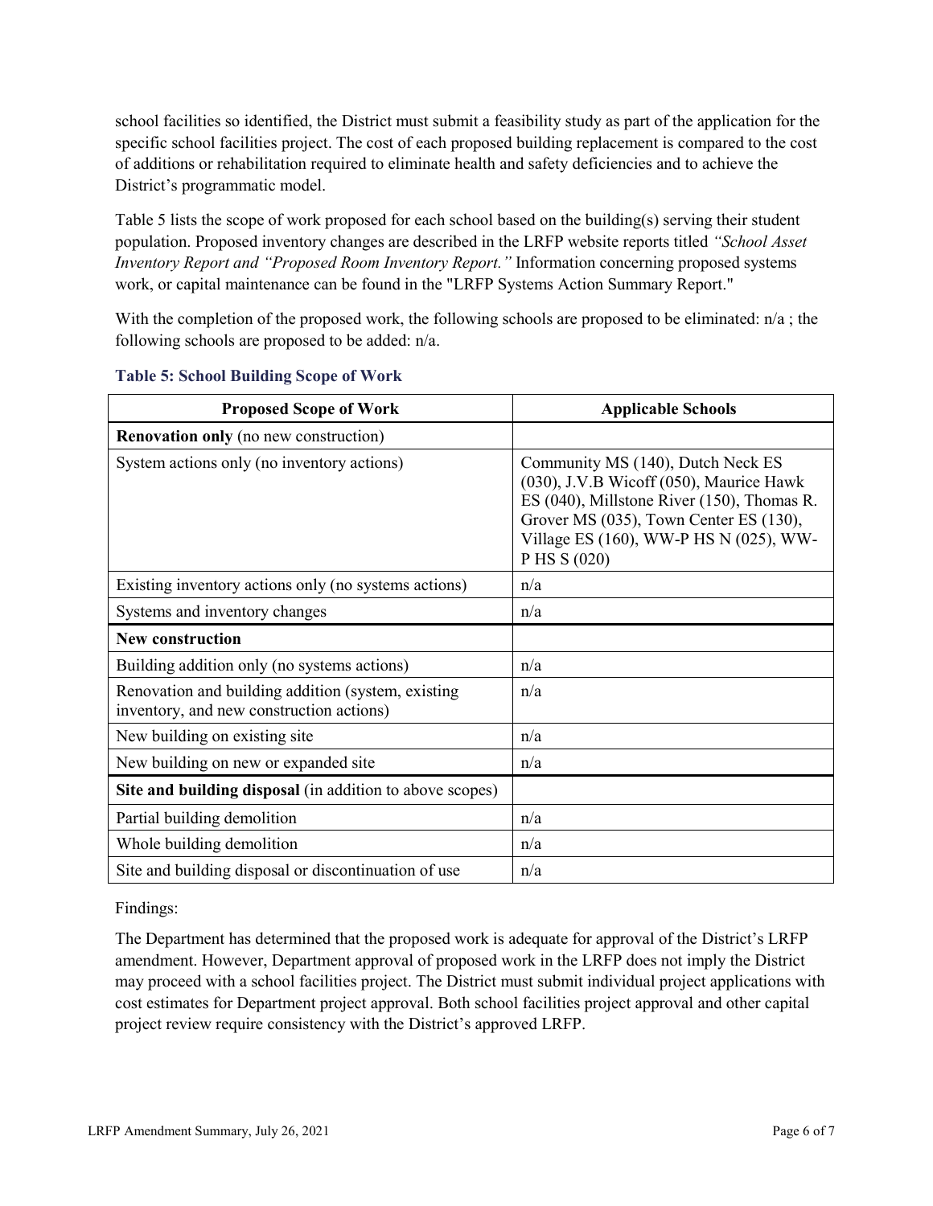school facilities so identified, the District must submit a feasibility study as part of the application for the specific school facilities project. The cost of each proposed building replacement is compared to the cost of additions or rehabilitation required to eliminate health and safety deficiencies and to achieve the District's programmatic model.

Table 5 lists the scope of work proposed for each school based on the building(s) serving their student population. Proposed inventory changes are described in the LRFP website reports titled *"School Asset Inventory Report and "Proposed Room Inventory Report."* Information concerning proposed systems work, or capital maintenance can be found in the "LRFP Systems Action Summary Report."

With the completion of the proposed work, the following schools are proposed to be eliminated: n/a ; the following schools are proposed to be added: n/a.

**Table 5: School Building Scope of Work**

| Proposed Scope of Work | Applicable Schools |
|---|---|
| **Renovation only** (no new construction) | |
| System actions only (no inventory actions) | Community MS (140), Dutch Neck ES (030), J.V.B Wicoff (050), Maurice Hawk ES (040), Millstone River (150), Thomas R. Grover MS (035), Town Center ES (130), Village ES (160), WW-P HS N (025), WW-P HS S (020) |
| Existing inventory actions only (no systems actions) | n/a |
| Systems and inventory changes | n/a |
| **New construction** | |
| Building addition only (no systems actions) | n/a |
| Renovation and building addition (system, existing inventory, and new construction actions) | n/a |
| New building on existing site | n/a |
| New building on new or expanded site | n/a |
| **Site and building disposal** (in addition to above scopes) | |
| Partial building demolition | n/a |
| Whole building demolition | n/a |
| Site and building disposal or discontinuation of use | n/a |

Findings:

The Department has determined that the proposed work is adequate for approval of the District's LRFP amendment. However, Department approval of proposed work in the LRFP does not imply the District may proceed with a school facilities project. The District must submit individual project applications with cost estimates for Department project approval. Both school facilities project approval and other capital project review require consistency with the District's approved LRFP.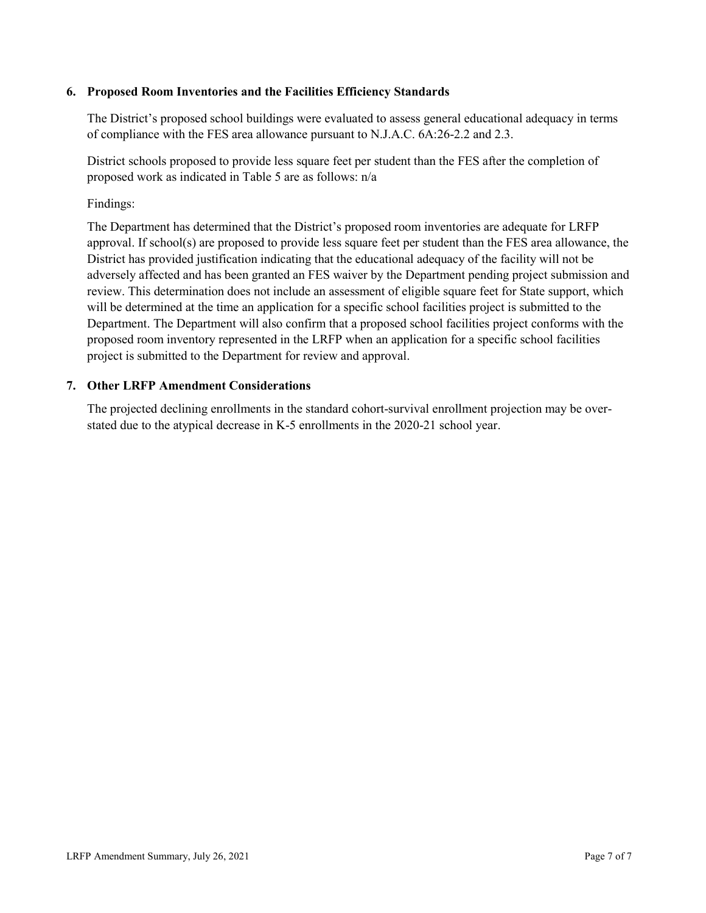### 6. Proposed Room Inventories and the Facilities Efficiency Standards

The District's proposed school buildings were evaluated to assess general educational adequacy in terms of compliance with the FES area allowance pursuant to N.J.A.C. 6A:26-2.2 and 2.3.

District schools proposed to provide less square feet per student than the FES after the completion of proposed work as indicated in Table 5 are as follows: n/a

Findings:

The Department has determined that the District's proposed room inventories are adequate for LRFP approval. If school(s) are proposed to provide less square feet per student than the FES area allowance, the District has provided justification indicating that the educational adequacy of the facility will not be adversely affected and has been granted an FES waiver by the Department pending project submission and review. This determination does not include an assessment of eligible square feet for State support, which will be determined at the time an application for a specific school facilities project is submitted to the Department. The Department will also confirm that a proposed school facilities project conforms with the proposed room inventory represented in the LRFP when an application for a specific school facilities project is submitted to the Department for review and approval.

### 7. Other LRFP Amendment Considerations

The projected declining enrollments in the standard cohort-survival enrollment projection may be over-stated due to the atypical decrease in K-5 enrollments in the 2020-21 school year.